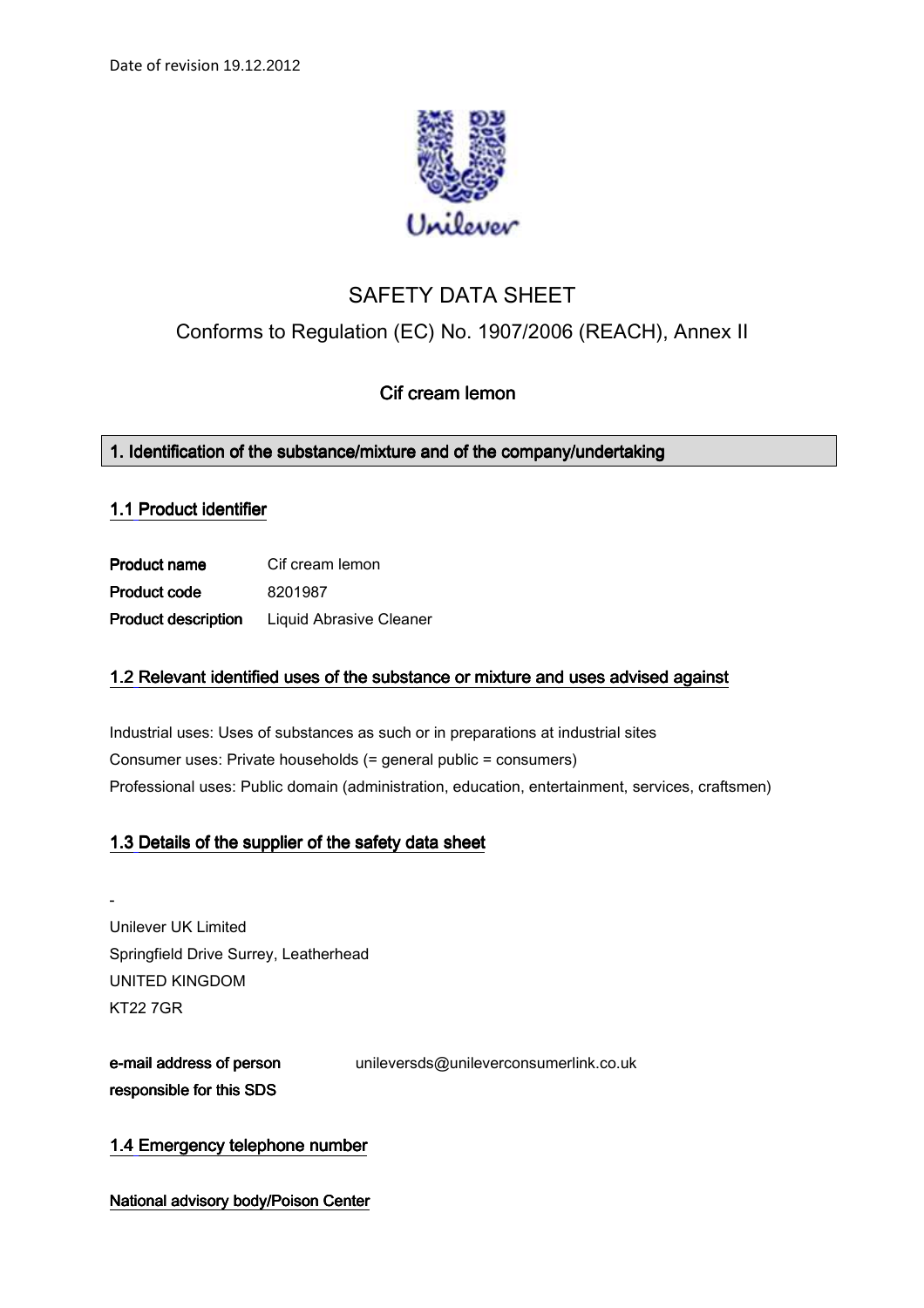Date of revision 19.12.2012

# SAFETY DATA SHEET

## Conforms to Regulation (EC) No. 1907/2006 (REACH), Annex II

### Cif cream lemon

## 1. Identification of the substance/mixture and of the company/undertaking

### 1.1 Product identifier

| | |
|---|---|
| **Product name** | Cif cream lemon |
| **Product code** | 8201987 |
| **Product description** | Liquid Abrasive Cleaner |

### 1.2 Relevant identified uses of the substance or mixture and uses advised against

Industrial uses: Uses of substances as such or in preparations at industrial sites

Consumer uses: Private households (= general public = consumers)

Professional uses: Public domain (administration, education, entertainment, services, craftsmen)

### 1.3 Details of the supplier of the safety data sheet

-

Unilever UK Limited
Springfield Drive Surrey, Leatherhead
UNITED KINGDOM
KT22 7GR

**e-mail address of person responsible for this SDS** unileversds@unileverconsumerlink.co.uk

### 1.4 Emergency telephone number

**National advisory body/Poison Center**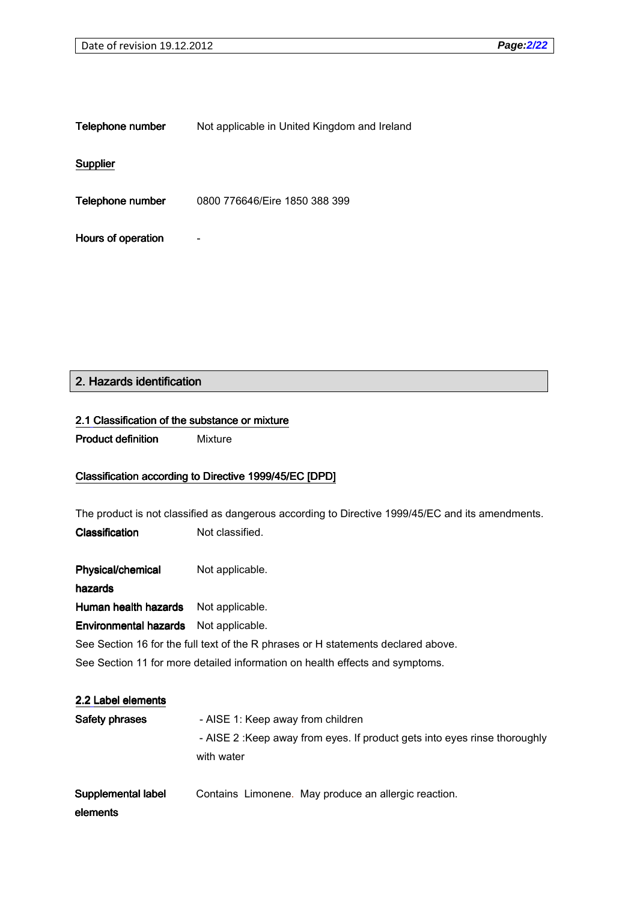**Telephone number** Not applicable in United Kingdom and Ireland

**Supplier**

**Telephone number** 0800 776646/Eire 1850 388 399

**Hours of operation** -

## 2. Hazards identification

### 2.1 Classification of the substance or mixture

**Product definition** Mixture

**Classification according to Directive 1999/45/EC [DPD]**

The product is not classified as dangerous according to Directive 1999/45/EC and its amendments.

**Classification** Not classified.

**Physical/chemical hazards** Not applicable.

**Human health hazards** Not applicable.

**Environmental hazards** Not applicable.

See Section 16 for the full text of the R phrases or H statements declared above.

See Section 11 for more detailed information on health effects and symptoms.

### 2.2 Label elements

**Safety phrases**

- AISE 1: Keep away from children
- AISE 2 :Keep away from eyes. If product gets into eyes rinse thoroughly with water

**Supplemental label elements** Contains Limonene. May produce an allergic reaction.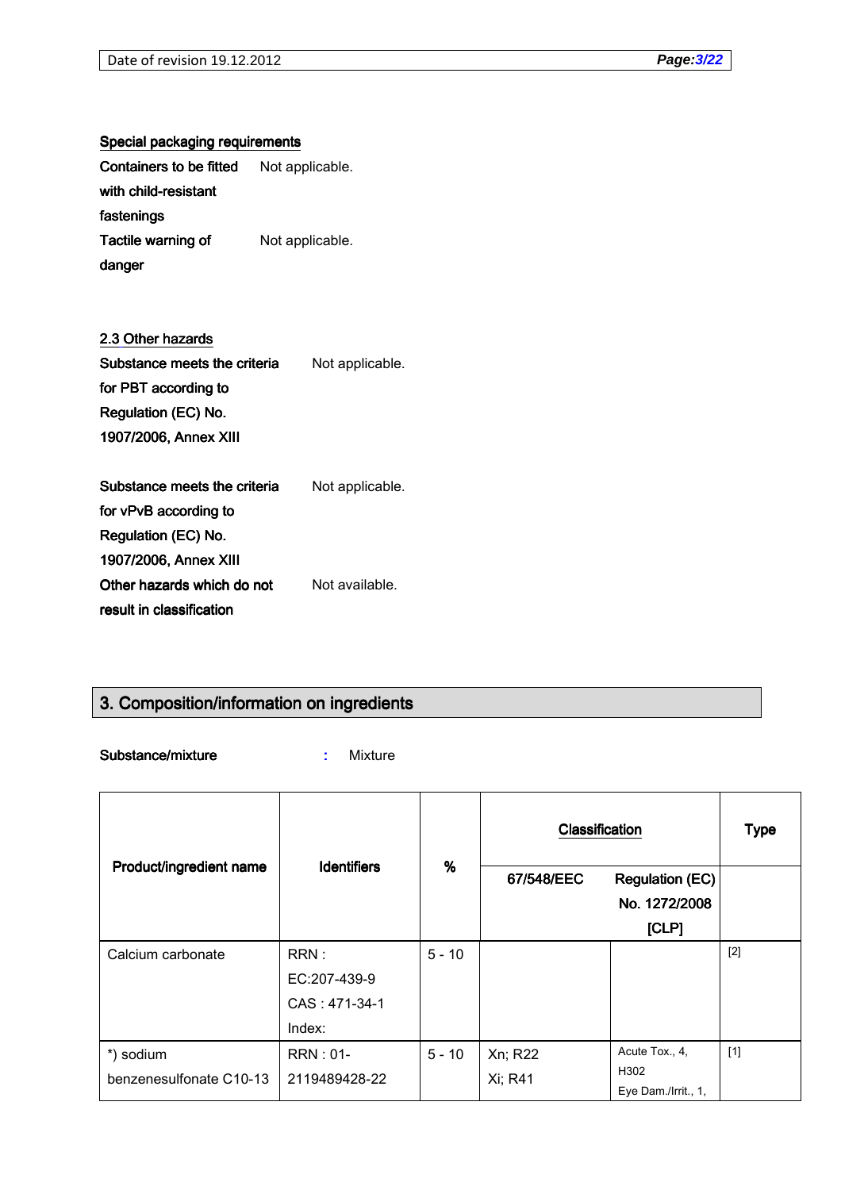### Special packaging requirements

**Containers to be fitted with child-resistant fastenings** Not applicable.

**Tactile warning of danger** Not applicable.

### 2.3 Other hazards

**Substance meets the criteria for PBT according to Regulation (EC) No. 1907/2006, Annex XIII** Not applicable.

**Substance meets the criteria for vPvB according to Regulation (EC) No. 1907/2006, Annex XIII** Not applicable.

**Other hazards which do not result in classification** Not available.

## 3. Composition/information on ingredients

**Substance/mixture** : Mixture

| Product/ingredient name | Identifiers | % | Classification | | Type |
|---|---|---|---|---|---|
| | | | 67/548/EEC | Regulation (EC) No. 1272/2008 [CLP] | |
| Calcium carbonate | RRN : EC:207-439-9 CAS : 471-34-1 Index: | 5 - 10 | | | [2] |
| *) sodium benzenesulfonate C10-13 | RRN : 01-2119489428-22 | 5 - 10 | Xn; R22 Xi; R41 | Acute Tox., 4, H302 Eye Dam./Irrit., 1, | [1] |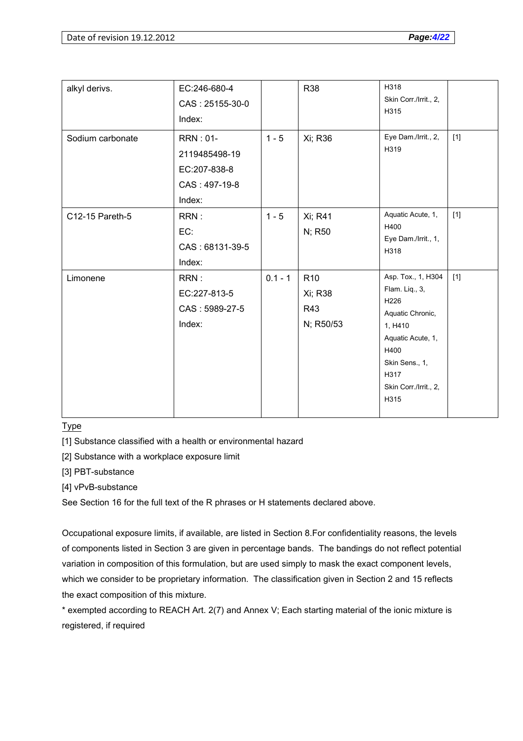| | | | | | |
|---|---|---|---|---|---|
| alkyl derivs. | EC:246-680-4<br>CAS : 25155-30-0<br>Index: | | R38 | H318<br>Skin Corr./Irrit., 2, H315 | |
| Sodium carbonate | RRN : 01-2119485498-19<br>EC:207-838-8<br>CAS : 497-19-8<br>Index: | 1 - 5 | Xi; R36 | Eye Dam./Irrit., 2, H319 | [1] |
| C12-15 Pareth-5 | RRN :<br>EC:<br>CAS : 68131-39-5<br>Index: | 1 - 5 | Xi; R41<br>N; R50 | Aquatic Acute, 1, H400<br>Eye Dam./Irrit., 1, H318 | [1] |
| Limonene | RRN :<br>EC:227-813-5<br>CAS : 5989-27-5<br>Index: | 0.1 - 1 | R10<br>Xi; R38<br>R43<br>N; R50/53 | Asp. Tox., 1, H304<br>Flam. Liq., 3, H226<br>Aquatic Chronic, 1, H410<br>Aquatic Acute, 1, H400<br>Skin Sens., 1, H317<br>Skin Corr./Irrit., 2, H315 | [1] |

Type

[1] Substance classified with a health or environmental hazard

[2] Substance with a workplace exposure limit

[3] PBT-substance

[4] vPvB-substance

See Section 16 for the full text of the R phrases or H statements declared above.

Occupational exposure limits, if available, are listed in Section 8.For confidentiality reasons, the levels of components listed in Section 3 are given in percentage bands. The bandings do not reflect potential variation in composition of this formulation, but are used simply to mask the exact component levels, which we consider to be proprietary information. The classification given in Section 2 and 15 reflects the exact composition of this mixture.

* exempted according to REACH Art. 2(7) and Annex V; Each starting material of the ionic mixture is registered, if required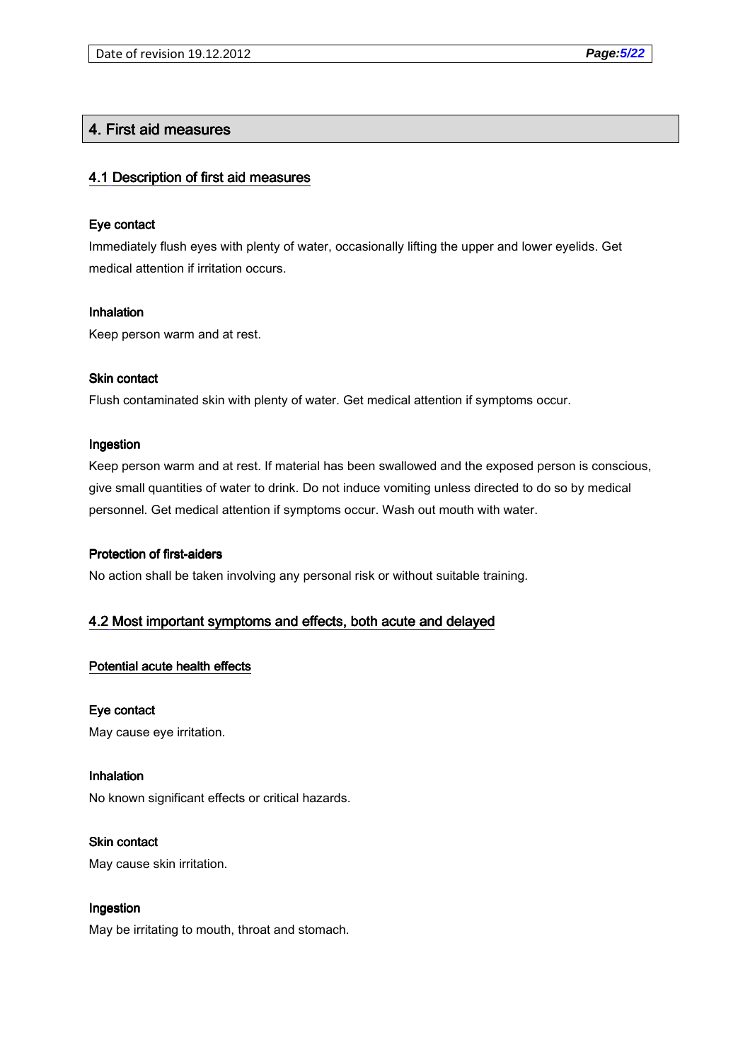## 4. First aid measures

### 4.1 Description of first aid measures

**Eye contact**

Immediately flush eyes with plenty of water, occasionally lifting the upper and lower eyelids. Get medical attention if irritation occurs.

**Inhalation**

Keep person warm and at rest.

**Skin contact**

Flush contaminated skin with plenty of water. Get medical attention if symptoms occur.

**Ingestion**

Keep person warm and at rest. If material has been swallowed and the exposed person is conscious, give small quantities of water to drink. Do not induce vomiting unless directed to do so by medical personnel. Get medical attention if symptoms occur. Wash out mouth with water.

**Protection of first-aiders**

No action shall be taken involving any personal risk or without suitable training.

### 4.2 Most important symptoms and effects, both acute and delayed

#### Potential acute health effects

**Eye contact**

May cause eye irritation.

**Inhalation**

No known significant effects or critical hazards.

**Skin contact**

May cause skin irritation.

**Ingestion**

May be irritating to mouth, throat and stomach.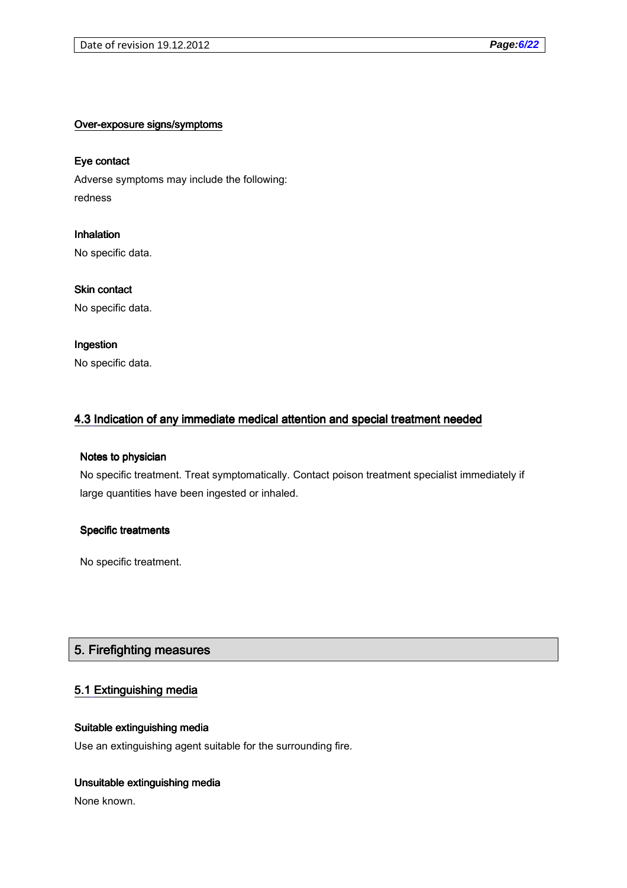Over-exposure signs/symptoms

**Eye contact**

Adverse symptoms may include the following:

redness

**Inhalation**

No specific data.

**Skin contact**

No specific data.

**Ingestion**

No specific data.

### 4.3 Indication of any immediate medical attention and special treatment needed

**Notes to physician**

No specific treatment. Treat symptomatically. Contact poison treatment specialist immediately if large quantities have been ingested or inhaled.

**Specific treatments**

No specific treatment.

## 5. Firefighting measures

### 5.1 Extinguishing media

**Suitable extinguishing media**

Use an extinguishing agent suitable for the surrounding fire.

**Unsuitable extinguishing media**

None known.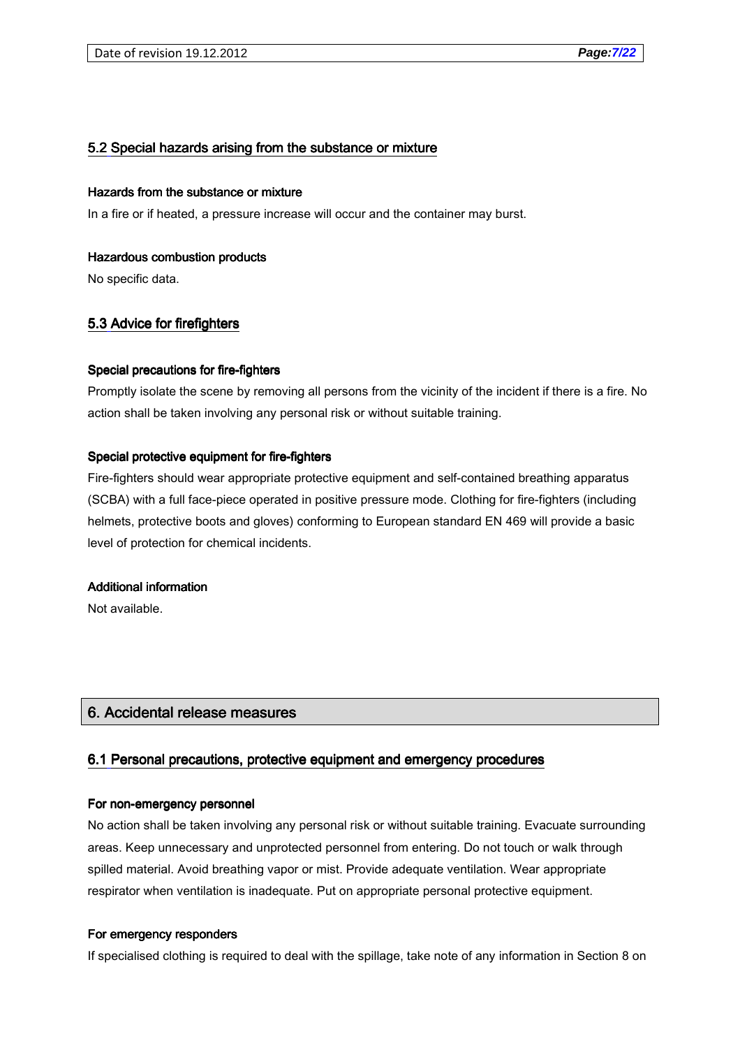### 5.2 Special hazards arising from the substance or mixture

**Hazards from the substance or mixture**

In a fire or if heated, a pressure increase will occur and the container may burst.

**Hazardous combustion products**

No specific data.

### 5.3 Advice for firefighters

**Special precautions for fire-fighters**

Promptly isolate the scene by removing all persons from the vicinity of the incident if there is a fire. No action shall be taken involving any personal risk or without suitable training.

**Special protective equipment for fire-fighters**

Fire-fighters should wear appropriate protective equipment and self-contained breathing apparatus (SCBA) with a full face-piece operated in positive pressure mode. Clothing for fire-fighters (including helmets, protective boots and gloves) conforming to European standard EN 469 will provide a basic level of protection for chemical incidents.

**Additional information**

Not available.

## 6. Accidental release measures

### 6.1 Personal precautions, protective equipment and emergency procedures

**For non-emergency personnel**

No action shall be taken involving any personal risk or without suitable training. Evacuate surrounding areas. Keep unnecessary and unprotected personnel from entering. Do not touch or walk through spilled material. Avoid breathing vapor or mist. Provide adequate ventilation. Wear appropriate respirator when ventilation is inadequate. Put on appropriate personal protective equipment.

**For emergency responders**

If specialised clothing is required to deal with the spillage, take note of any information in Section 8 on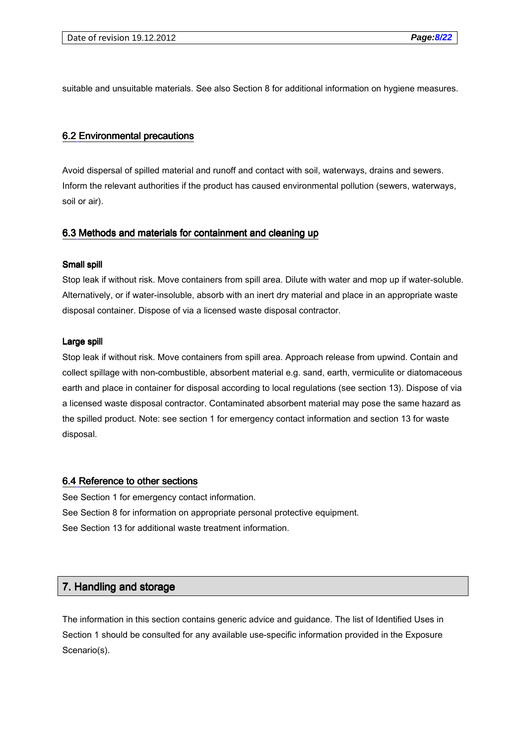suitable and unsuitable materials. See also Section 8 for additional information on hygiene measures.

### 6.2 Environmental precautions

Avoid dispersal of spilled material and runoff and contact with soil, waterways, drains and sewers. Inform the relevant authorities if the product has caused environmental pollution (sewers, waterways, soil or air).

### 6.3 Methods and materials for containment and cleaning up

**Small spill**

Stop leak if without risk. Move containers from spill area. Dilute with water and mop up if water-soluble. Alternatively, or if water-insoluble, absorb with an inert dry material and place in an appropriate waste disposal container. Dispose of via a licensed waste disposal contractor.

**Large spill**

Stop leak if without risk. Move containers from spill area. Approach release from upwind. Contain and collect spillage with non-combustible, absorbent material e.g. sand, earth, vermiculite or diatomaceous earth and place in container for disposal according to local regulations (see section 13). Dispose of via a licensed waste disposal contractor. Contaminated absorbent material may pose the same hazard as the spilled product. Note: see section 1 for emergency contact information and section 13 for waste disposal.

### 6.4 Reference to other sections

See Section 1 for emergency contact information.
See Section 8 for information on appropriate personal protective equipment.
See Section 13 for additional waste treatment information.

## 7. Handling and storage

The information in this section contains generic advice and guidance. The list of Identified Uses in Section 1 should be consulted for any available use-specific information provided in the Exposure Scenario(s).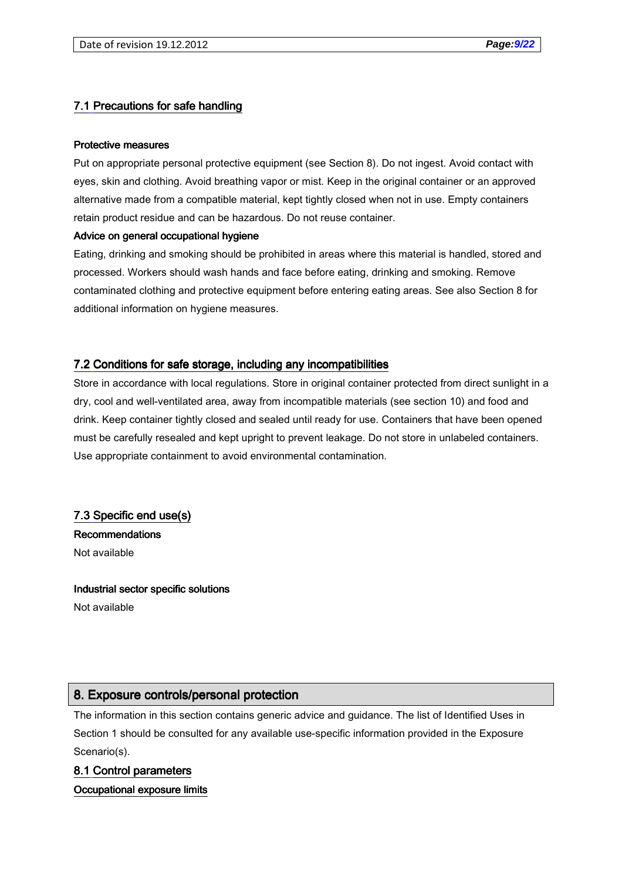### 7.1 Precautions for safe handling

**Protective measures**

Put on appropriate personal protective equipment (see Section 8). Do not ingest. Avoid contact with eyes, skin and clothing. Avoid breathing vapor or mist. Keep in the original container or an approved alternative made from a compatible material, kept tightly closed when not in use. Empty containers retain product residue and can be hazardous. Do not reuse container.

**Advice on general occupational hygiene**

Eating, drinking and smoking should be prohibited in areas where this material is handled, stored and processed. Workers should wash hands and face before eating, drinking and smoking. Remove contaminated clothing and protective equipment before entering eating areas. See also Section 8 for additional information on hygiene measures.

### 7.2 Conditions for safe storage, including any incompatibilities

Store in accordance with local regulations. Store in original container protected from direct sunlight in a dry, cool and well-ventilated area, away from incompatible materials (see section 10) and food and drink. Keep container tightly closed and sealed until ready for use. Containers that have been opened must be carefully resealed and kept upright to prevent leakage. Do not store in unlabeled containers. Use appropriate containment to avoid environmental contamination.

### 7.3 Specific end use(s)

**Recommendations**

Not available

**Industrial sector specific solutions**

Not available

## 8. Exposure controls/personal protection

The information in this section contains generic advice and guidance. The list of Identified Uses in Section 1 should be consulted for any available use-specific information provided in the Exposure Scenario(s).

### 8.1 Control parameters

**Occupational exposure limits**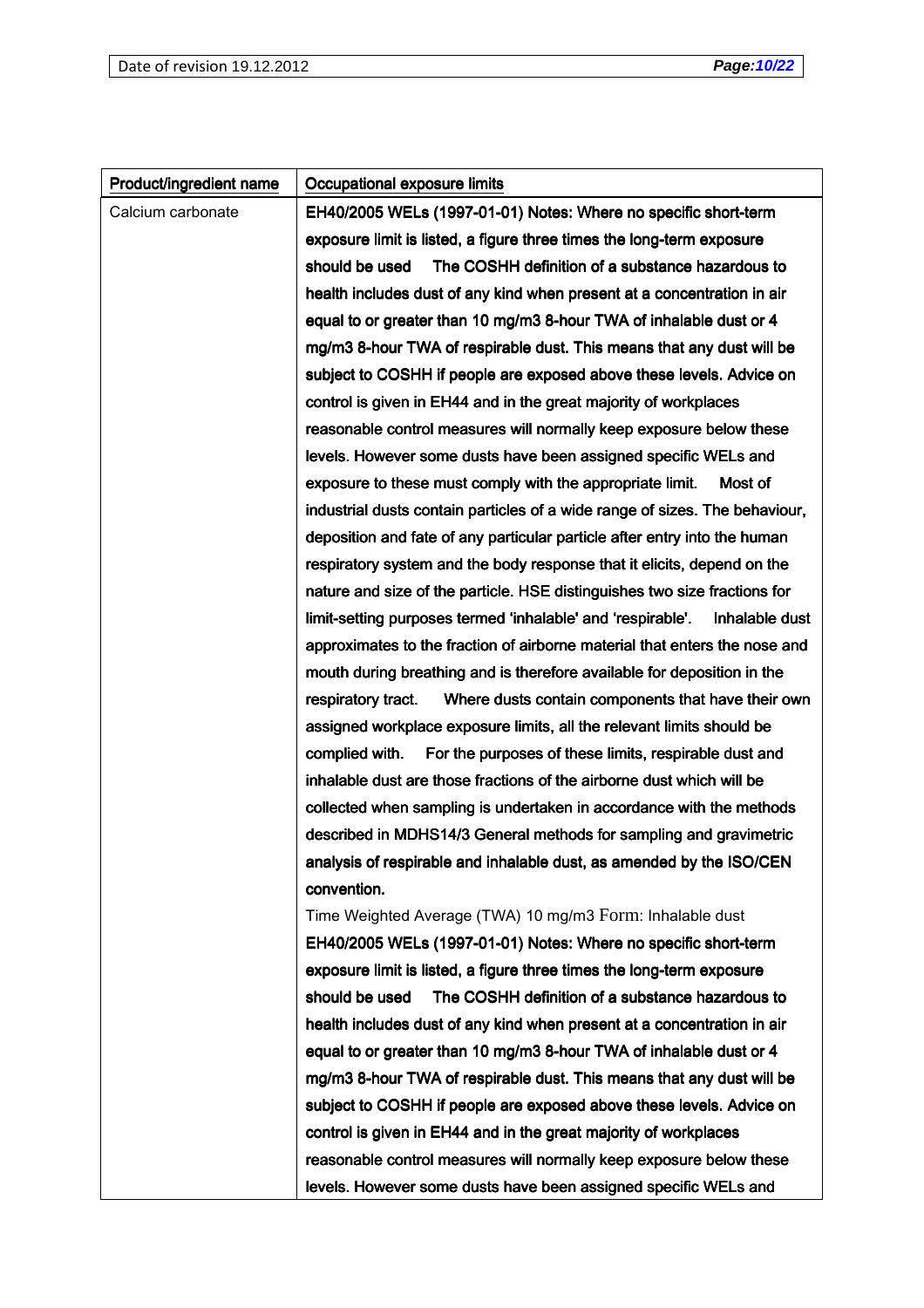| Product/ingredient name | Occupational exposure limits |
|---|---|
| Calcium carbonate | **EH40/2005 WELs (1997-01-01) Notes: Where no specific short-term exposure limit is listed, a figure three times the long-term exposure should be used The COSHH definition of a substance hazardous to health includes dust of any kind when present at a concentration in air equal to or greater than 10 mg/m3 8-hour TWA of inhalable dust or 4 mg/m3 8-hour TWA of respirable dust. This means that any dust will be subject to COSHH if people are exposed above these levels. Advice on control is given in EH44 and in the great majority of workplaces reasonable control measures will normally keep exposure below these levels. However some dusts have been assigned specific WELs and exposure to these must comply with the appropriate limit. Most of industrial dusts contain particles of a wide range of sizes. The behaviour, deposition and fate of any particular particle after entry into the human respiratory system and the body response that it elicits, depend on the nature and size of the particle. HSE distinguishes two size fractions for limit-setting purposes termed 'inhalable' and 'respirable'. Inhalable dust approximates to the fraction of airborne material that enters the nose and mouth during breathing and is therefore available for deposition in the respiratory tract. Where dusts contain components that have their own assigned workplace exposure limits, all the relevant limits should be complied with. For the purposes of these limits, respirable dust and inhalable dust are those fractions of the airborne dust which will be collected when sampling is undertaken in accordance with the methods described in MDHS14/3 General methods for sampling and gravimetric analysis of respirable and inhalable dust, as amended by the ISO/CEN convention.**<br>Time Weighted Average (TWA) 10 mg/m3 Form: Inhalable dust<br>**EH40/2005 WELs (1997-01-01) Notes: Where no specific short-term exposure limit is listed, a figure three times the long-term exposure should be used The COSHH definition of a substance hazardous to health includes dust of any kind when present at a concentration in air equal to or greater than 10 mg/m3 8-hour TWA of inhalable dust or 4 mg/m3 8-hour TWA of respirable dust. This means that any dust will be subject to COSHH if people are exposed above these levels. Advice on control is given in EH44 and in the great majority of workplaces reasonable control measures will normally keep exposure below these levels. However some dusts have been assigned specific WELs and** |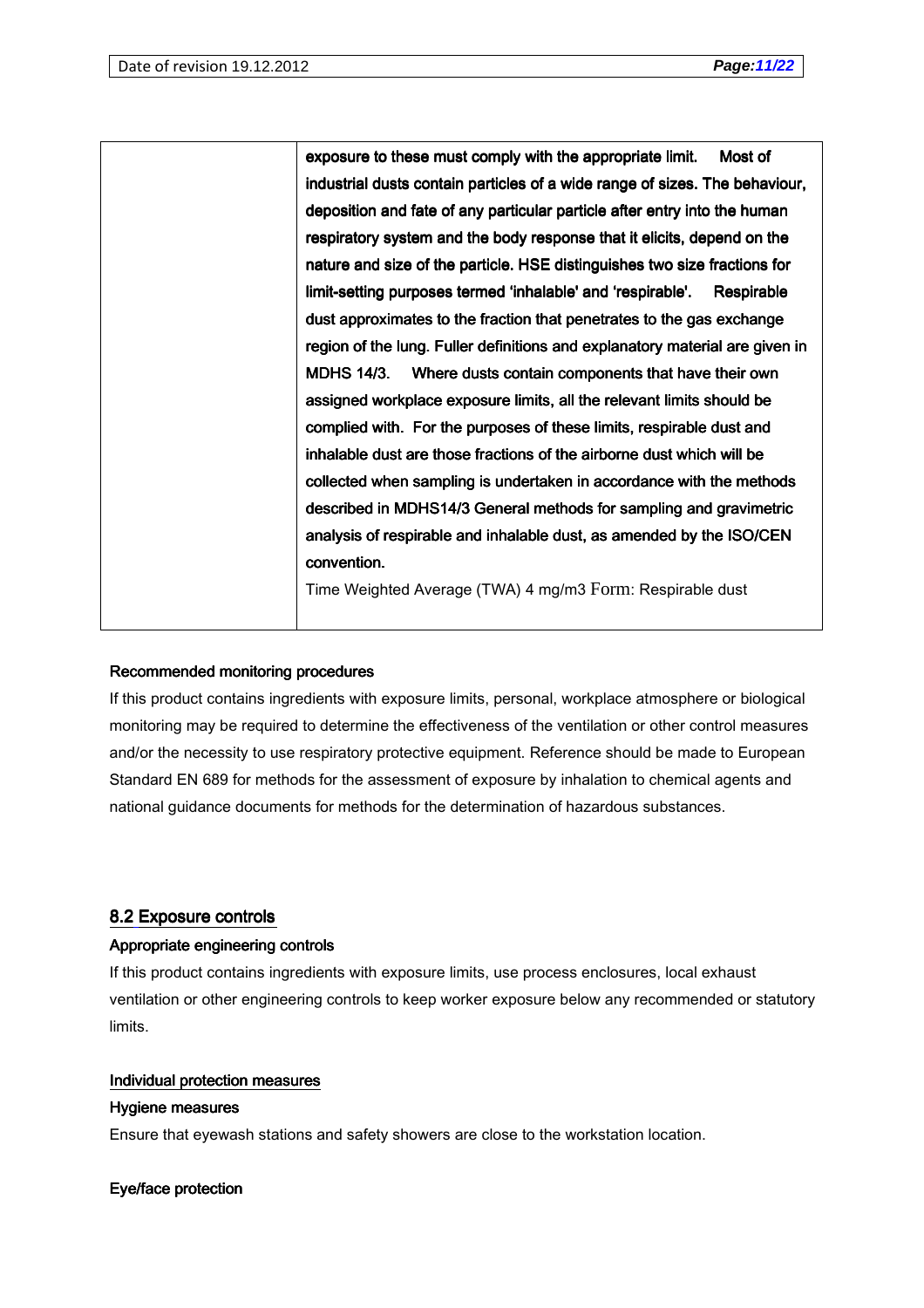| | |
|---|---|
| | **exposure to these must comply with the appropriate limit. Most of industrial dusts contain particles of a wide range of sizes. The behaviour, deposition and fate of any particular particle after entry into the human respiratory system and the body response that it elicits, depend on the nature and size of the particle. HSE distinguishes two size fractions for limit-setting purposes termed 'inhalable' and 'respirable'. Respirable dust approximates to the fraction that penetrates to the gas exchange region of the lung. Fuller definitions and explanatory material are given in MDHS 14/3. Where dusts contain components that have their own assigned workplace exposure limits, all the relevant limits should be complied with. For the purposes of these limits, respirable dust and inhalable dust are those fractions of the airborne dust which will be collected when sampling is undertaken in accordance with the methods described in MDHS14/3 General methods for sampling and gravimetric analysis of respirable and inhalable dust, as amended by the ISO/CEN convention.** Time Weighted Average (TWA) 4 mg/m3 Form: Respirable dust |

**Recommended monitoring procedures**

If this product contains ingredients with exposure limits, personal, workplace atmosphere or biological monitoring may be required to determine the effectiveness of the ventilation or other control measures and/or the necessity to use respiratory protective equipment. Reference should be made to European Standard EN 689 for methods for the assessment of exposure by inhalation to chemical agents and national guidance documents for methods for the determination of hazardous substances.

## 8.2 Exposure controls

**Appropriate engineering controls**

If this product contains ingredients with exposure limits, use process enclosures, local exhaust ventilation or other engineering controls to keep worker exposure below any recommended or statutory limits.

**Individual protection measures**

**Hygiene measures**

Ensure that eyewash stations and safety showers are close to the workstation location.

**Eye/face protection**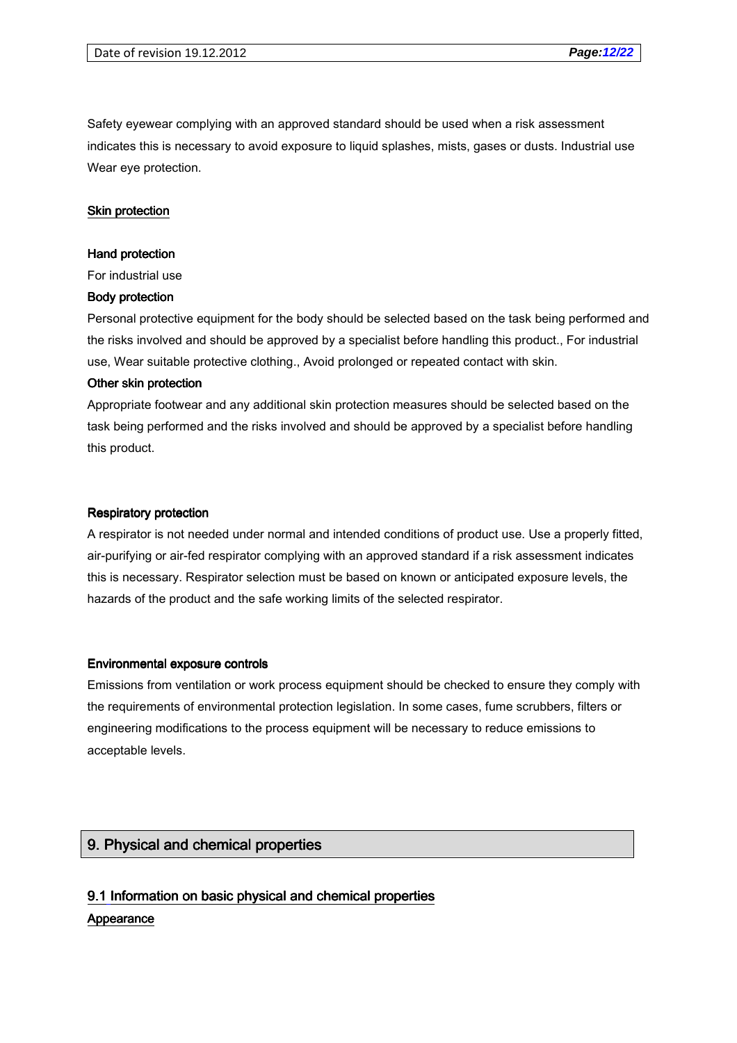Safety eyewear complying with an approved standard should be used when a risk assessment indicates this is necessary to avoid exposure to liquid splashes, mists, gases or dusts. Industrial use Wear eye protection.

**Skin protection**

**Hand protection**

For industrial use

**Body protection**

Personal protective equipment for the body should be selected based on the task being performed and the risks involved and should be approved by a specialist before handling this product., For industrial use, Wear suitable protective clothing., Avoid prolonged or repeated contact with skin.

**Other skin protection**

Appropriate footwear and any additional skin protection measures should be selected based on the task being performed and the risks involved and should be approved by a specialist before handling this product.

**Respiratory protection**

A respirator is not needed under normal and intended conditions of product use. Use a properly fitted, air-purifying or air-fed respirator complying with an approved standard if a risk assessment indicates this is necessary. Respirator selection must be based on known or anticipated exposure levels, the hazards of the product and the safe working limits of the selected respirator.

**Environmental exposure controls**

Emissions from ventilation or work process equipment should be checked to ensure they comply with the requirements of environmental protection legislation. In some cases, fume scrubbers, filters or engineering modifications to the process equipment will be necessary to reduce emissions to acceptable levels.

## 9. Physical and chemical properties

### 9.1 Information on basic physical and chemical properties

**Appearance**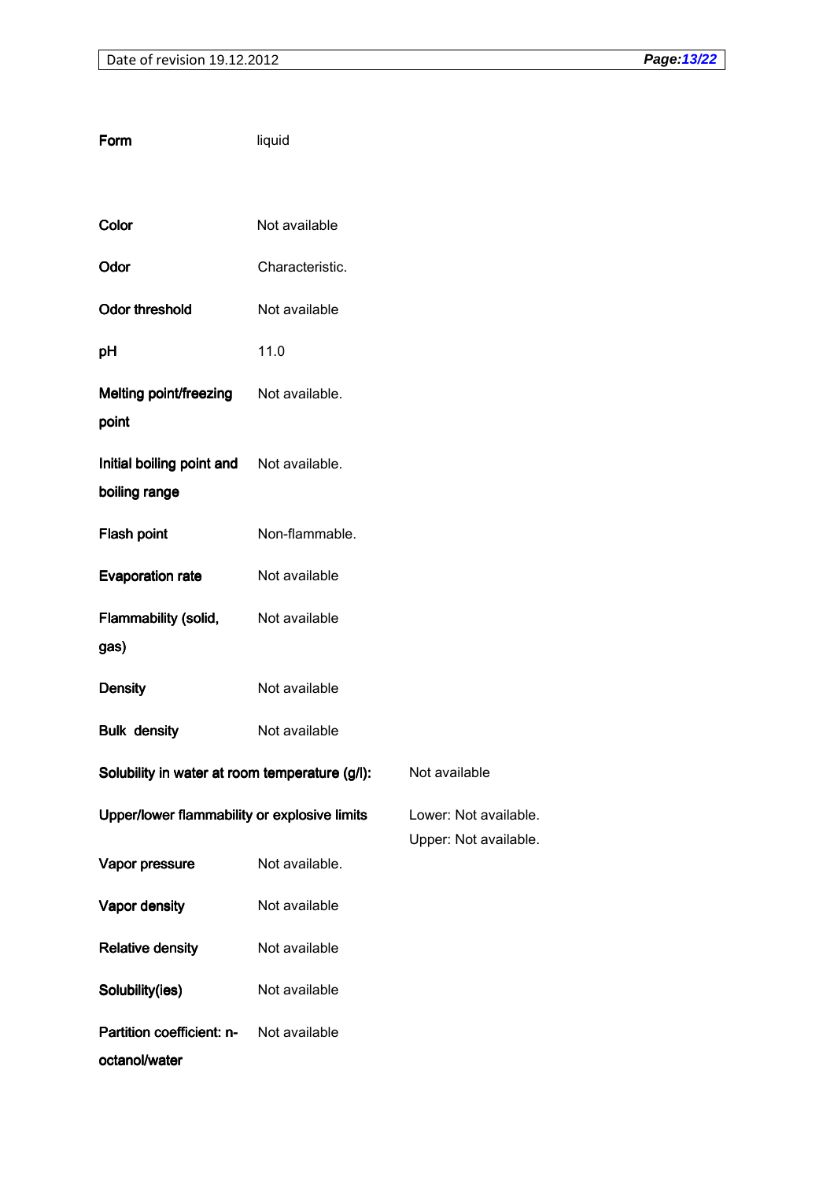| | | |
|---|---|---|
| **Form** | liquid | |
| **Color** | Not available | |
| **Odor** | Characteristic. | |
| **Odor threshold** | Not available | |
| **pH** | 11.0 | |
| **Melting point/freezing point** | Not available. | |
| **Initial boiling point and boiling range** | Not available. | |
| **Flash point** | Non-flammable. | |
| **Evaporation rate** | Not available | |
| **Flammability (solid, gas)** | Not available | |
| **Density** | Not available | |
| **Bulk density** | Not available | |
| **Solubility in water at room temperature (g/l):** | | Not available |
| **Upper/lower flammability or explosive limits** | | Lower: Not available.<br>Upper: Not available. |
| **Vapor pressure** | Not available. | |
| **Vapor density** | Not available | |
| **Relative density** | Not available | |
| **Solubility(ies)** | Not available | |
| **Partition coefficient: n-octanol/water** | Not available | |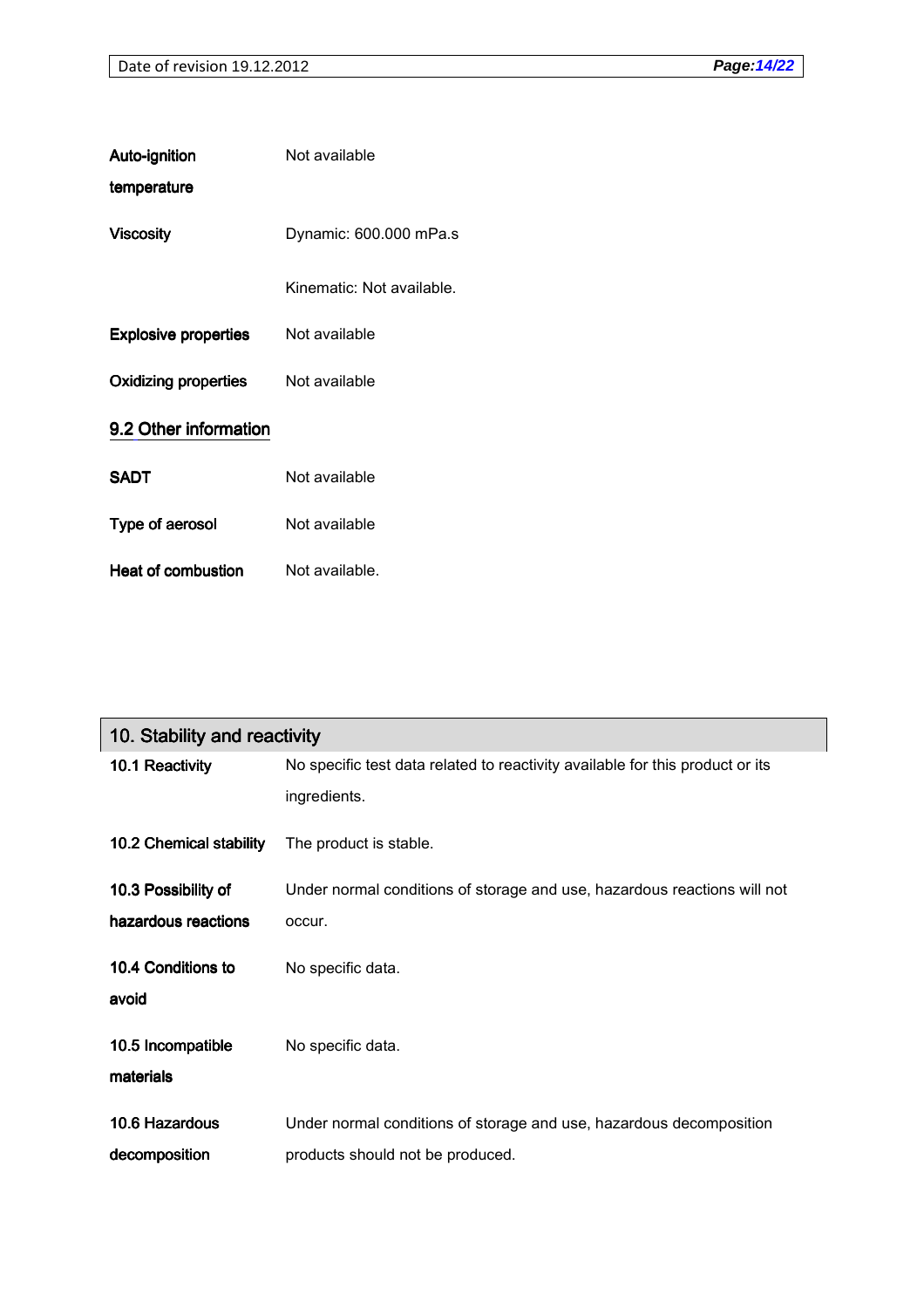| | |
|---|---|
| **Auto-ignition temperature** | Not available |
| **Viscosity** | Dynamic: 600.000 mPa.s<br>Kinematic: Not available. |
| **Explosive properties** | Not available |
| **Oxidizing properties** | Not available |

## 9.2 Other information

| | |
|---|---|
| **SADT** | Not available |
| **Type of aerosol** | Not available |
| **Heat of combustion** | Not available. |

## 10. Stability and reactivity

| | |
|---|---|
| **10.1 Reactivity** | No specific test data related to reactivity available for this product or its ingredients. |
| **10.2 Chemical stability** | The product is stable. |
| **10.3 Possibility of hazardous reactions** | Under normal conditions of storage and use, hazardous reactions will not occur. |
| **10.4 Conditions to avoid** | No specific data. |
| **10.5 Incompatible materials** | No specific data. |
| **10.6 Hazardous decomposition** | Under normal conditions of storage and use, hazardous decomposition products should not be produced. |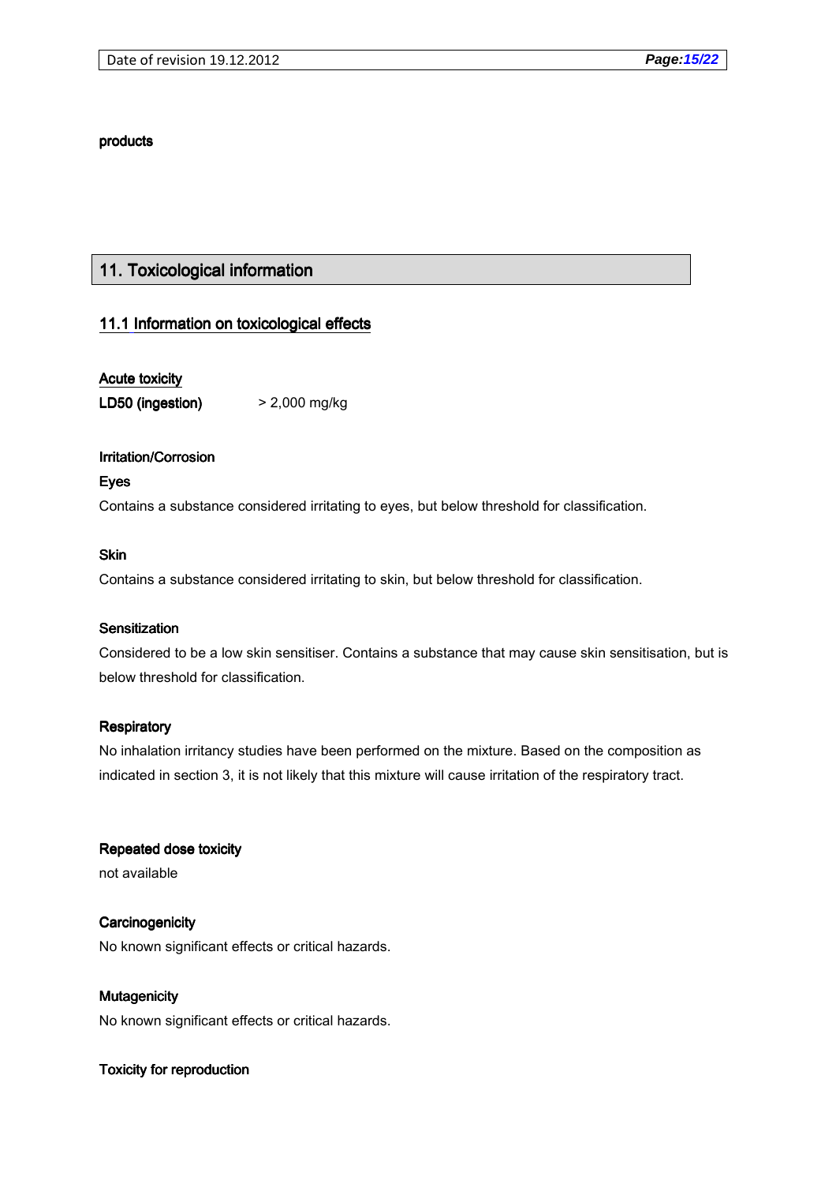products

## 11. Toxicological information

### 11.1 Information on toxicological effects

**Acute toxicity**

**LD50 (ingestion)** > 2,000 mg/kg

**Irritation/Corrosion**

**Eyes**

Contains a substance considered irritating to eyes, but below threshold for classification.

**Skin**

Contains a substance considered irritating to skin, but below threshold for classification.

**Sensitization**

Considered to be a low skin sensitiser. Contains a substance that may cause skin sensitisation, but is below threshold for classification.

**Respiratory**

No inhalation irritancy studies have been performed on the mixture. Based on the composition as indicated in section 3, it is not likely that this mixture will cause irritation of the respiratory tract.

**Repeated dose toxicity**

not available

**Carcinogenicity**

No known significant effects or critical hazards.

**Mutagenicity**

No known significant effects or critical hazards.

**Toxicity for reproduction**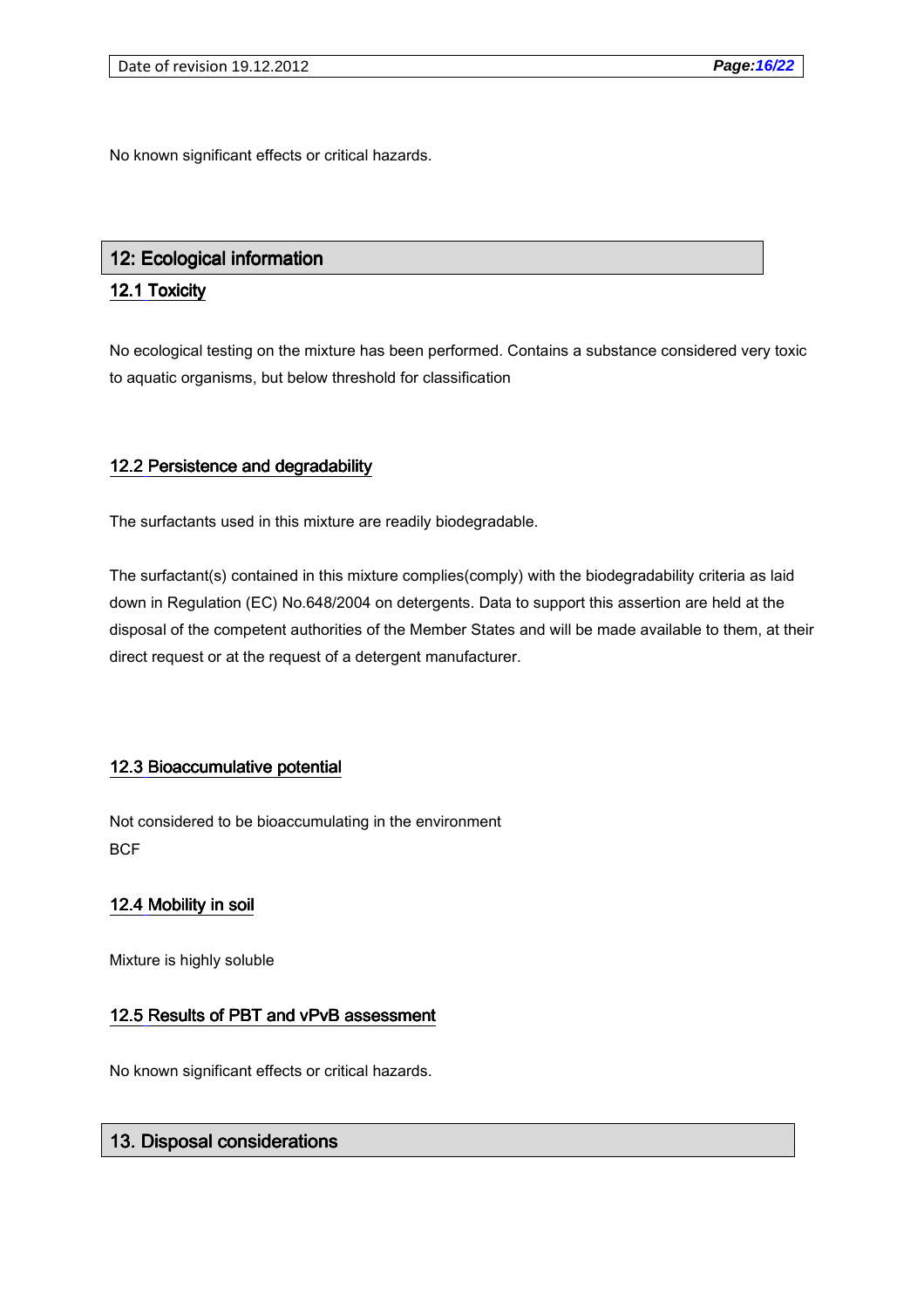No known significant effects or critical hazards.

## 12: Ecological information

### 12.1 Toxicity

No ecological testing on the mixture has been performed. Contains a substance considered very toxic to aquatic organisms, but below threshold for classification

### 12.2 Persistence and degradability

The surfactants used in this mixture are readily biodegradable.

The surfactant(s) contained in this mixture complies(comply) with the biodegradability criteria as laid down in Regulation (EC) No.648/2004 on detergents. Data to support this assertion are held at the disposal of the competent authorities of the Member States and will be made available to them, at their direct request or at the request of a detergent manufacturer.

### 12.3 Bioaccumulative potential

Not considered to be bioaccumulating in the environment
BCF

### 12.4 Mobility in soil

Mixture is highly soluble

### 12.5 Results of PBT and vPvB assessment

No known significant effects or critical hazards.

## 13. Disposal considerations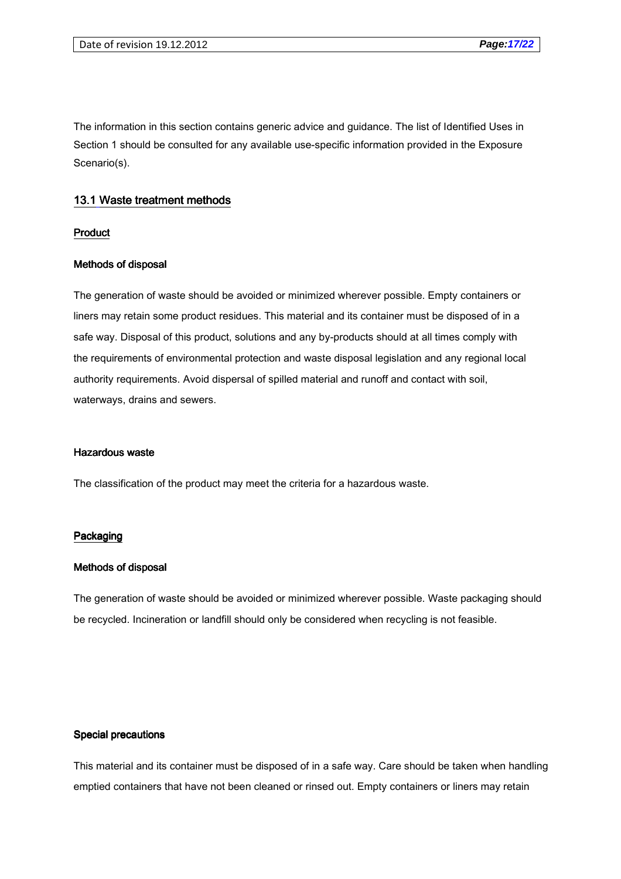The information in this section contains generic advice and guidance. The list of Identified Uses in Section 1 should be consulted for any available use-specific information provided in the Exposure Scenario(s).

## 13.1 Waste treatment methods

### Product

#### Methods of disposal

The generation of waste should be avoided or minimized wherever possible. Empty containers or liners may retain some product residues. This material and its container must be disposed of in a safe way. Disposal of this product, solutions and any by-products should at all times comply with the requirements of environmental protection and waste disposal legislation and any regional local authority requirements. Avoid dispersal of spilled material and runoff and contact with soil, waterways, drains and sewers.

#### Hazardous waste

The classification of the product may meet the criteria for a hazardous waste.

### Packaging

#### Methods of disposal

The generation of waste should be avoided or minimized wherever possible. Waste packaging should be recycled. Incineration or landfill should only be considered when recycling is not feasible.

#### Special precautions

This material and its container must be disposed of in a safe way. Care should be taken when handling emptied containers that have not been cleaned or rinsed out. Empty containers or liners may retain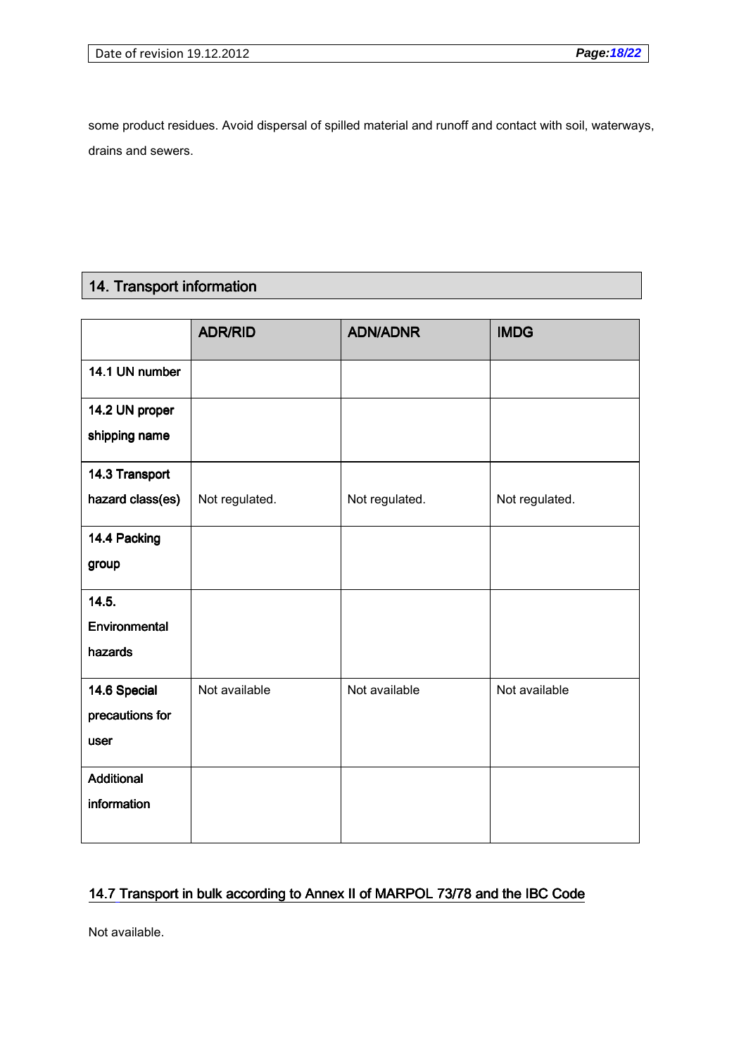some product residues. Avoid dispersal of spilled material and runoff and contact with soil, waterways, drains and sewers.

## 14. Transport information

| | ADR/RID | ADN/ADNR | IMDG |
|---|---|---|---|
| **14.1 UN number** | | | |
| **14.2 UN proper shipping name** | | | |
| **14.3 Transport hazard class(es)** | Not regulated. | Not regulated. | Not regulated. |
| **14.4 Packing group** | | | |
| **14.5. Environmental hazards** | | | |
| **14.6 Special precautions for user** | Not available | Not available | Not available |
| **Additional information** | | | |

### 14.7 Transport in bulk according to Annex II of MARPOL 73/78 and the IBC Code

Not available.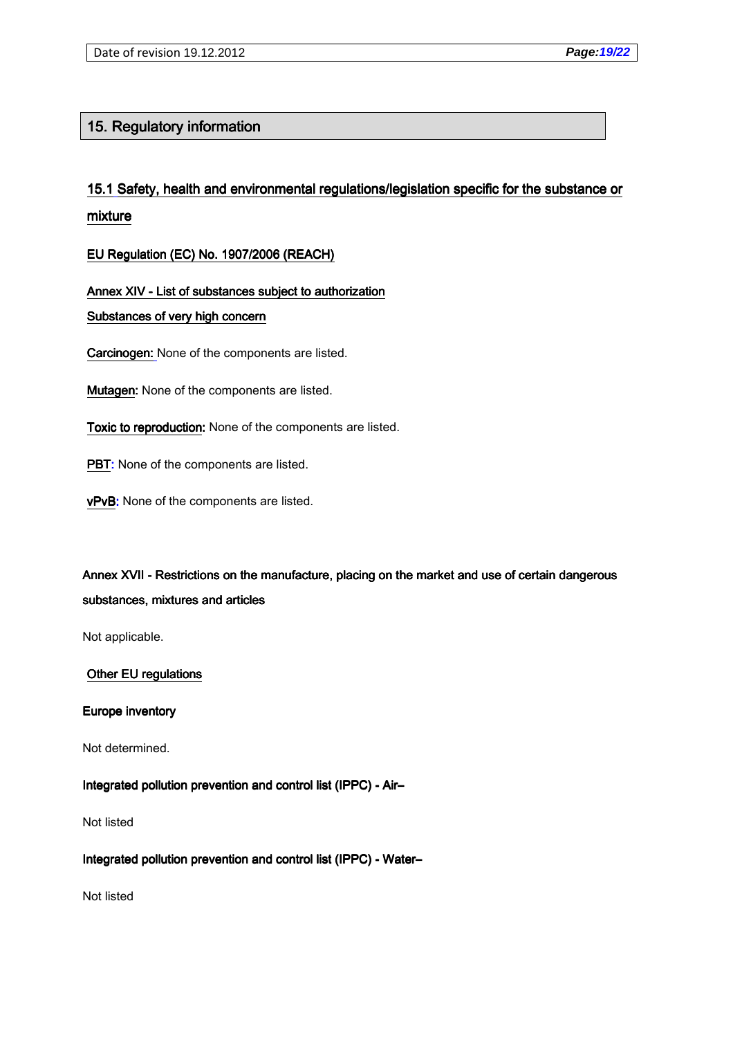## 15. Regulatory information

### 15.1 Safety, health and environmental regulations/legislation specific for the substance or mixture

**EU Regulation (EC) No. 1907/2006 (REACH)**

**Annex XIV - List of substances subject to authorization**

**Substances of very high concern**

**Carcinogen:** None of the components are listed.

**Mutagen:** None of the components are listed.

**Toxic to reproduction:** None of the components are listed.

**PBT:** None of the components are listed.

**vPvB:** None of the components are listed.

**Annex XVII - Restrictions on the manufacture, placing on the market and use of certain dangerous substances, mixtures and articles**

Not applicable.

**Other EU regulations**

**Europe inventory**

Not determined.

**Integrated pollution prevention and control list (IPPC) - Air–**

Not listed

**Integrated pollution prevention and control list (IPPC) - Water–**

Not listed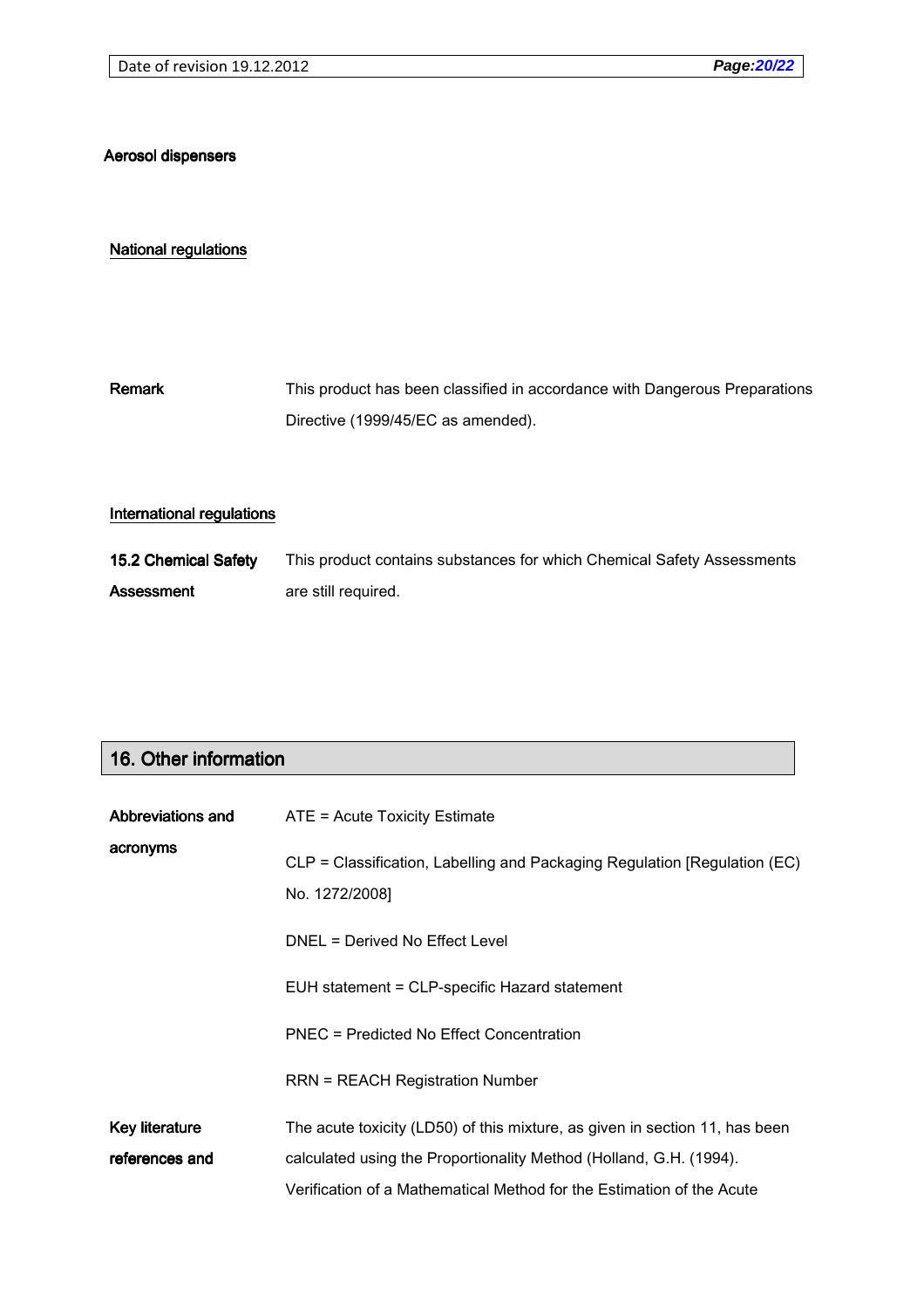**Aerosol dispensers**

**National regulations**

| | |
|---|---|
| **Remark** | This product has been classified in accordance with Dangerous Preparations Directive (1999/45/EC as amended). |

**International regulations**

| | |
|---|---|
| **15.2 Chemical Safety Assessment** | This product contains substances for which Chemical Safety Assessments are still required. |

## 16. Other information

| | |
|---|---|
| **Abbreviations and acronyms** | ATE = Acute Toxicity Estimate<br><br>CLP = Classification, Labelling and Packaging Regulation [Regulation (EC) No. 1272/2008]<br><br>DNEL = Derived No Effect Level<br><br>EUH statement = CLP-specific Hazard statement<br><br>PNEC = Predicted No Effect Concentration<br><br>RRN = REACH Registration Number |
| **Key literature references and** | The acute toxicity (LD50) of this mixture, as given in section 11, has been calculated using the Proportionality Method (Holland, G.H. (1994). Verification of a Mathematical Method for the Estimation of the Acute |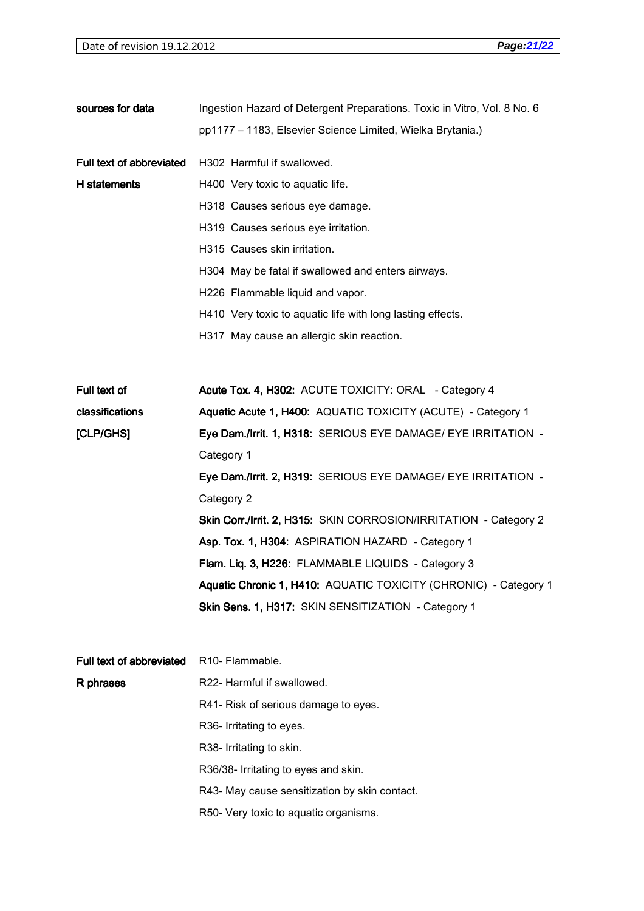**sources for data**

Ingestion Hazard of Detergent Preparations. Toxic in Vitro, Vol. 8 No. 6 pp1177 – 1183, Elsevier Science Limited, Wielka Brytania.)

**Full text of abbreviated H statements**

H302 Harmful if swallowed.
H400 Very toxic to aquatic life.
H318 Causes serious eye damage.
H319 Causes serious eye irritation.
H315 Causes skin irritation.
H304 May be fatal if swallowed and enters airways.
H226 Flammable liquid and vapor.
H410 Very toxic to aquatic life with long lasting effects.
H317 May cause an allergic skin reaction.

**Full text of classifications [CLP/GHS]**

**Acute Tox. 4, H302:** ACUTE TOXICITY: ORAL - Category 4
**Aquatic Acute 1, H400:** AQUATIC TOXICITY (ACUTE) - Category 1
**Eye Dam./Irrit. 1, H318:** SERIOUS EYE DAMAGE/ EYE IRRITATION - Category 1
**Eye Dam./Irrit. 2, H319:** SERIOUS EYE DAMAGE/ EYE IRRITATION - Category 2
**Skin Corr./Irrit. 2, H315:** SKIN CORROSION/IRRITATION - Category 2
**Asp. Tox. 1, H304:** ASPIRATION HAZARD - Category 1
**Flam. Liq. 3, H226:** FLAMMABLE LIQUIDS - Category 3
**Aquatic Chronic 1, H410:** AQUATIC TOXICITY (CHRONIC) - Category 1
**Skin Sens. 1, H317:** SKIN SENSITIZATION - Category 1

**Full text of abbreviated R phrases**

R10- Flammable.
R22- Harmful if swallowed.
R41- Risk of serious damage to eyes.
R36- Irritating to eyes.
R38- Irritating to skin.
R36/38- Irritating to eyes and skin.
R43- May cause sensitization by skin contact.
R50- Very toxic to aquatic organisms.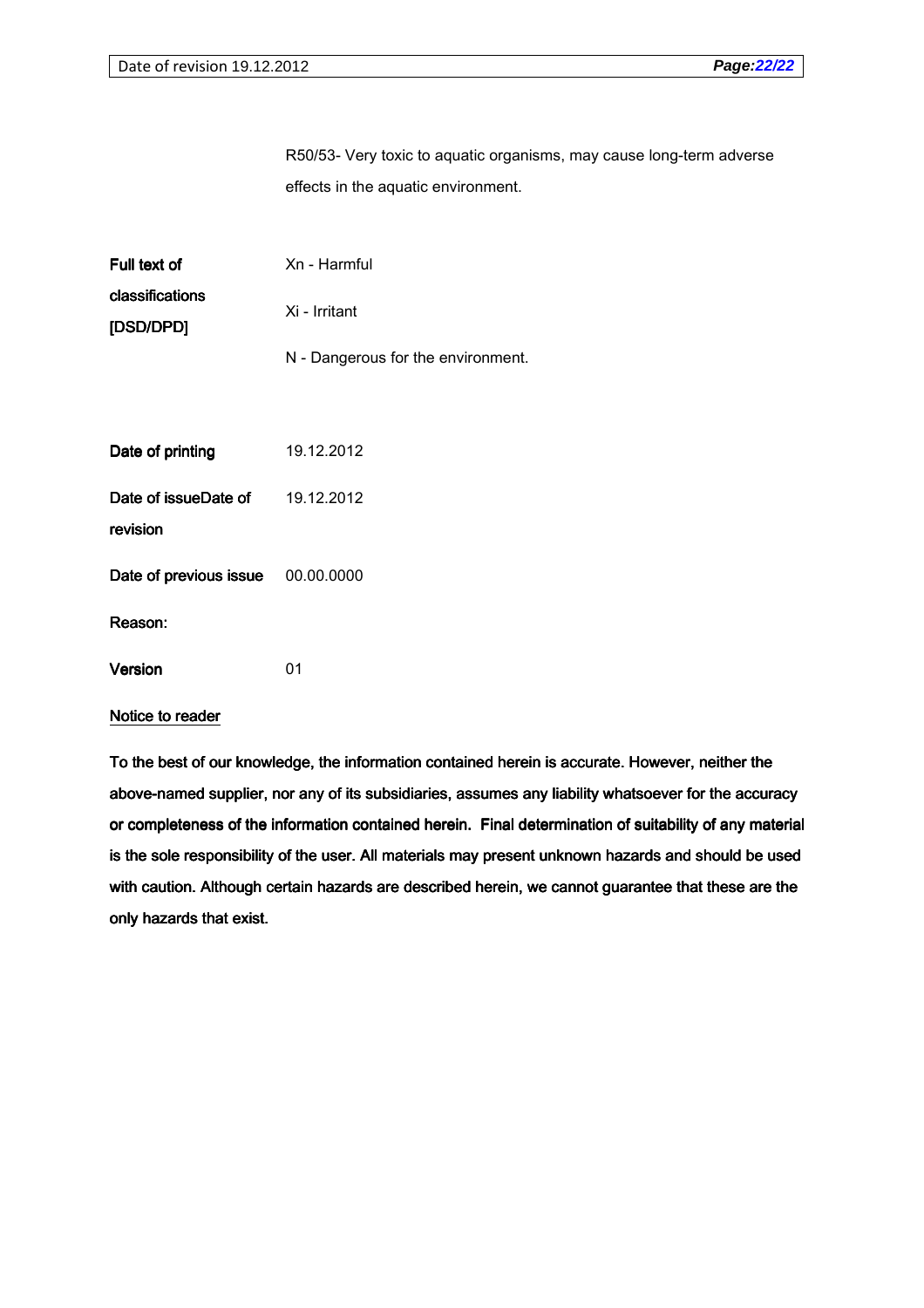R50/53- Very toxic to aquatic organisms, may cause long-term adverse effects in the aquatic environment.

| | |
|---|---|
| **Full text of classifications [DSD/DPD]** | Xn - Harmful<br>Xi - Irritant<br>N - Dangerous for the environment. |
| **Date of printing** | 19.12.2012 |
| **Date of issueDate of revision** | 19.12.2012 |
| **Date of previous issue** | 00.00.0000 |
| **Reason:** | |
| **Version** | 01 |

<u>Notice to reader</u>

**To the best of our knowledge, the information contained herein is accurate. However, neither the above-named supplier, nor any of its subsidiaries, assumes any liability whatsoever for the accuracy or completeness of the information contained herein. Final determination of suitability of any material is the sole responsibility of the user. All materials may present unknown hazards and should be used with caution. Although certain hazards are described herein, we cannot guarantee that these are the only hazards that exist.**